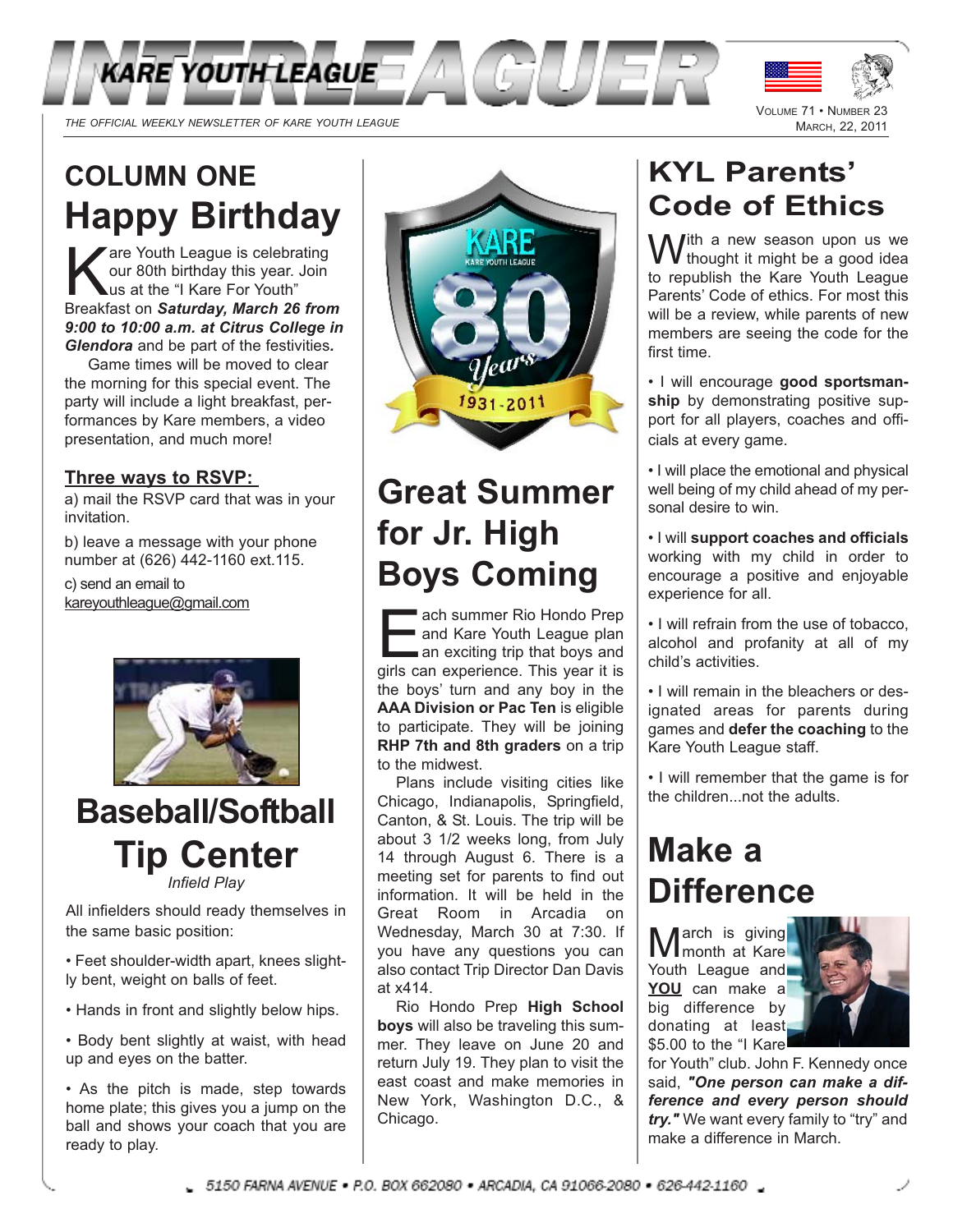# INTERLEAGUER

KARE YOUTH LEAGUE

*THE OFFICIAL WEEKLY NEWSLETTER OF KARE YOUTH LEAGUE*

VOLUME 71 • NUMBER 23
MARCH, 22, 2011

## COLUMN ONE

# Happy Birthday

Kare Youth League is celebrating our 80th birthday this year. Join us at the "I Kare For Youth" Breakfast on ***Saturday, March 26 from 9:00 to 10:00 a.m. at Citrus College in Glendora*** and be part of the festivities.

Game times will be moved to clear the morning for this special event. The party will include a light breakfast, performances by Kare members, a video presentation, and much more!

**Three ways to RSVP:**

a) mail the RSVP card that was in your invitation.

b) leave a message with your phone number at (626) 442-1160 ext.115.

c) send an email to kareyouthleague@gmail.com

# Baseball/Softball Tip Center

*Infield Play*

All infielders should ready themselves in the same basic position:

- Feet shoulder-width apart, knees slightly bent, weight on balls of feet.
- Hands in front and slightly below hips.
- Body bent slightly at waist, with head up and eyes on the batter.
- As the pitch is made, step towards home plate; this gives you a jump on the ball and shows your coach that you are ready to play.

KARE
KARE YOUTH LEAGUE
80 Years
1931-2011

# Great Summer for Jr. High Boys Coming

Each summer Rio Hondo Prep and Kare Youth League plan an exciting trip that boys and girls can experience. This year it is the boys' turn and any boy in the **AAA Division or Pac Ten** is eligible to participate. They will be joining **RHP 7th and 8th graders** on a trip to the midwest.

Plans include visiting cities like Chicago, Indianapolis, Springfield, Canton, & St. Louis. The trip will be about 3 1/2 weeks long, from July 14 through August 6. There is a meeting set for parents to find out information. It will be held in the Great Room in Arcadia on Wednesday, March 30 at 7:30. If you have any questions you can also contact Trip Director Dan Davis at x414.

Rio Hondo Prep **High School boys** will also be traveling this summer. They leave on June 20 and return July 19. They plan to visit the east coast and make memories in New York, Washington D.C., & Chicago.

# KYL Parents' Code of Ethics

With a new season upon us we thought it might be a good idea to republish the Kare Youth League Parents' Code of ethics. For most this will be a review, while parents of new members are seeing the code for the first time.

- I will encourage **good sportsmanship** by demonstrating positive support for all players, coaches and officials at every game.
- I will place the emotional and physical well being of my child ahead of my personal desire to win.
- I will **support coaches and officials** working with my child in order to encourage a positive and enjoyable experience for all.
- I will refrain from the use of tobacco, alcohol and profanity at all of my child's activities.
- I will remain in the bleachers or designated areas for parents during games and **defer the coaching** to the Kare Youth League staff.
- I will remember that the game is for the children...not the adults.

# Make a Difference

March is giving month at Kare Youth League and **YOU** can make a big difference by donating at least $5.00 to the "I Kare for Youth" club. John F. Kennedy once said, ***"One person can make a difference and every person should try."*** We want every family to "try" and make a difference in March.

5150 FARNA AVENUE • P.O. BOX 662080 • ARCADIA, CA 91066-2080 • 626-442-1160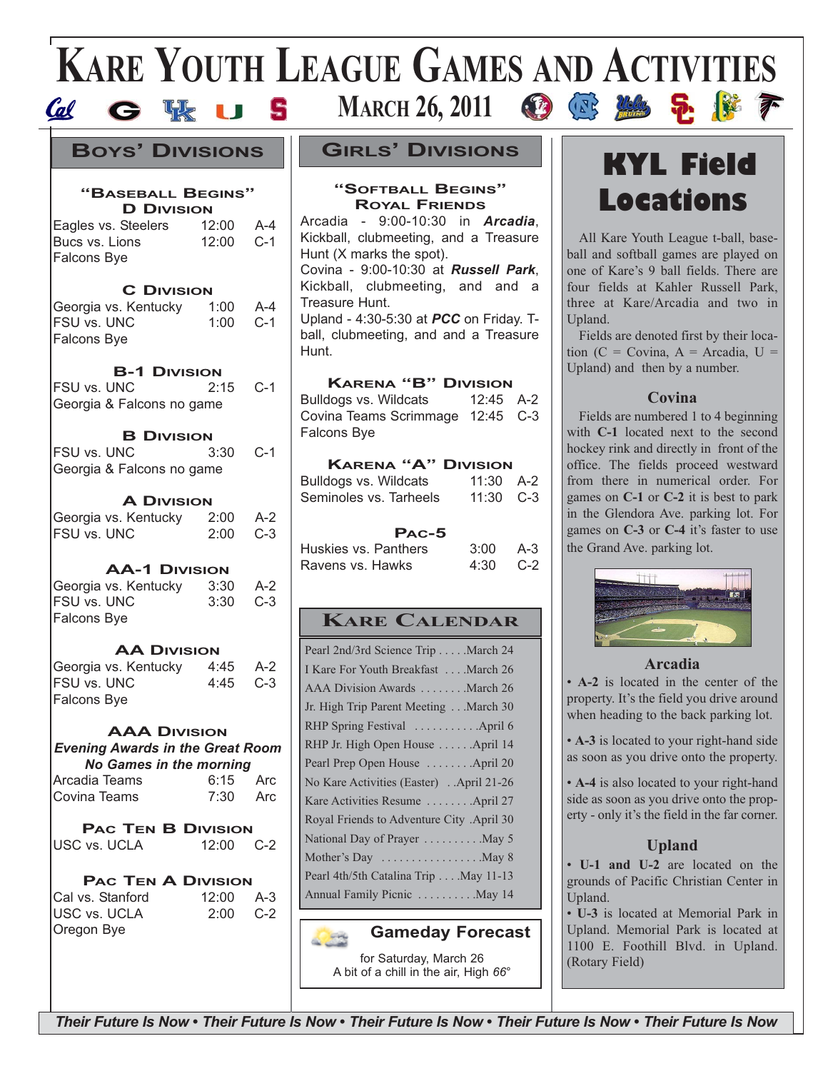# Kare Youth League Games and Activities

## March 26, 2011

## Boys' Divisions

### "Baseball Begins"

#### D Division

| | | |
|---|---|---|
| Eagles vs. Steelers | 12:00 | A-4 |
| Bucs vs. Lions | 12:00 | C-1 |
| Falcons Bye | | |

#### C Division

| | | |
|---|---|---|
| Georgia vs. Kentucky | 1:00 | A-4 |
| FSU vs. UNC | 1:00 | C-1 |
| Falcons Bye | | |

#### B-1 Division

| | | |
|---|---|---|
| FSU vs. UNC | 2:15 | C-1 |
| Georgia & Falcons no game | | |

#### B Division

| | | |
|---|---|---|
| FSU vs. UNC | 3:30 | C-1 |
| Georgia & Falcons no game | | |

#### A Division

| | | |
|---|---|---|
| Georgia vs. Kentucky | 2:00 | A-2 |
| FSU vs. UNC | 2:00 | C-3 |

#### AA-1 Division

| | | |
|---|---|---|
| Georgia vs. Kentucky | 3:30 | A-2 |
| FSU vs. UNC | 3:30 | C-3 |
| Falcons Bye | | |

#### AA Division

| | | |
|---|---|---|
| Georgia vs. Kentucky | 4:45 | A-2 |
| FSU vs. UNC | 4:45 | C-3 |
| Falcons Bye | | |

#### AAA Division

***Evening Awards in the Great Room***

***No Games in the morning***

| | | |
|---|---|---|
| Arcadia Teams | 6:15 | Arc |
| Covina Teams | 7:30 | Arc |

#### Pac Ten B Division

| | | |
|---|---|---|
| USC vs. UCLA | 12:00 | C-2 |

#### Pac Ten A Division

| | | |
|---|---|---|
| Cal vs. Stanford | 12:00 | A-3 |
| USC vs. UCLA | 2:00 | C-2 |
| Oregon Bye | | |

## Girls' Divisions

### "Softball Begins"

#### Royal Friends

Arcadia - 9:00-10:30 in ***Arcadia***, Kickball, clubmeeting, and a Treasure Hunt (X marks the spot).

Covina - 9:00-10:30 at ***Russell Park***, Kickball, clubmeeting, and and a Treasure Hunt.

Upland - 4:30-5:30 at ***PCC*** on Friday. T-ball, clubmeeting, and and a Treasure Hunt.

#### Karena "B" Division

| | | |
|---|---|---|
| Bulldogs vs. Wildcats | 12:45 | A-2 |
| Covina Teams Scrimmage | 12:45 | C-3 |
| Falcons Bye | | |

#### Karena "A" Division

| | | |
|---|---|---|
| Bulldogs vs. Wildcats | 11:30 | A-2 |
| Seminoles vs. Tarheels | 11:30 | C-3 |

#### Pac-5

| | | |
|---|---|---|
| Huskies vs. Panthers | 3:00 | A-3 |
| Ravens vs. Hawks | 4:30 | C-2 |

## Kare Calendar

| | |
|---|---|
| Pearl 2nd/3rd Science Trip | March 24 |
| I Kare For Youth Breakfast | March 26 |
| AAA Division Awards | March 26 |
| Jr. High Trip Parent Meeting | March 30 |
| RHP Spring Festival | April 6 |
| RHP Jr. High Open House | April 14 |
| Pearl Prep Open House | April 20 |
| No Kare Activities (Easter) | April 21-26 |
| Kare Activities Resume | April 27 |
| Royal Friends to Adventure City | April 30 |
| National Day of Prayer | May 5 |
| Mother's Day | May 8 |
| Pearl 4th/5th Catalina Trip | May 11-13 |
| Annual Family Picnic | May 14 |

## Gameday Forecast

for Saturday, March 26

A bit of a chill in the air, High *66°*

## KYL Field Locations

All Kare Youth League t-ball, baseball and softball games are played on one of Kare's 9 ball fields. There are four fields at Kahler Russell Park, three at Kare/Arcadia and two in Upland.

Fields are denoted first by their location (C = Covina, A = Arcadia, U = Upland) and then by a number.

### Covina

Fields are numbered 1 to 4 beginning with **C-1** located next to the second hockey rink and directly in front of the office. The fields proceed westward from there in numerical order. For games on **C-1** or **C-2** it is best to park in the Glendora Ave. parking lot. For games on **C-3** or **C-4** it's faster to use the Grand Ave. parking lot.

### Arcadia

- **A-2** is located in the center of the property. It's the field you drive around when heading to the back parking lot.
- **A-3** is located to your right-hand side as soon as you drive onto the property.
- **A-4** is also located to your right-hand side as soon as you drive onto the property - only it's the field in the far corner.

### Upland

- **U-1 and U-2** are located on the grounds of Pacific Christian Center in Upland.
- **U-3** is located at Memorial Park in Upland. Memorial Park is located at 1100 E. Foothill Blvd. in Upland. (Rotary Field)

***Their Future Is Now • Their Future Is Now • Their Future Is Now • Their Future Is Now • Their Future Is Now***